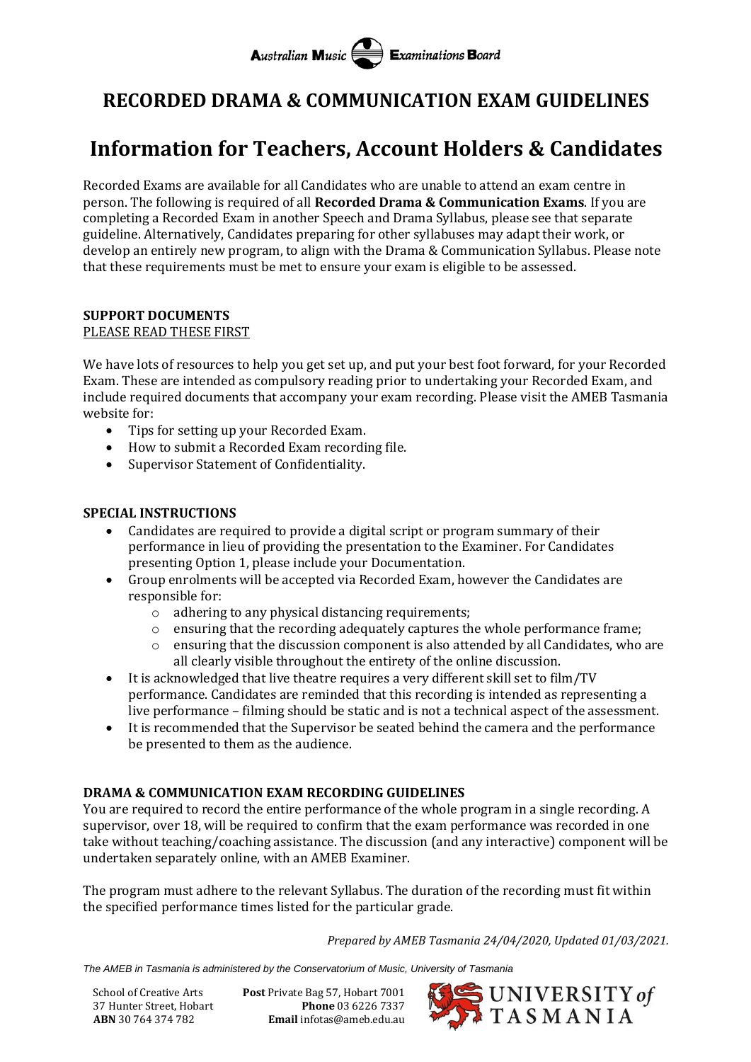Australian Music Examinations Board

## RECORDED DRAMA & COMMUNICATION EXAM GUIDELINES

# Information for Teachers, Account Holders & Candidates

Recorded Exams are available for all Candidates who are unable to attend an exam centre in person. The following is required of all **Recorded Drama & Communication Exams**. If you are completing a Recorded Exam in another Speech and Drama Syllabus, please see that separate guideline. Alternatively, Candidates preparing for other syllabuses may adapt their work, or develop an entirely new program, to align with the Drama & Communication Syllabus. Please note that these requirements must be met to ensure your exam is eligible to be assessed.

**SUPPORT DOCUMENTS**

PLEASE READ THESE FIRST

We have lots of resources to help you get set up, and put your best foot forward, for your Recorded Exam. These are intended as compulsory reading prior to undertaking your Recorded Exam, and include required documents that accompany your exam recording. Please visit the AMEB Tasmania website for:

- Tips for setting up your Recorded Exam.
- How to submit a Recorded Exam recording file.
- Supervisor Statement of Confidentiality.

**SPECIAL INSTRUCTIONS**

- Candidates are required to provide a digital script or program summary of their performance in lieu of providing the presentation to the Examiner. For Candidates presenting Option 1, please include your Documentation.
- Group enrolments will be accepted via Recorded Exam, however the Candidates are responsible for:
    - adhering to any physical distancing requirements;
    - ensuring that the recording adequately captures the whole performance frame;
    - ensuring that the discussion component is also attended by all Candidates, who are all clearly visible throughout the entirety of the online discussion.
- It is acknowledged that live theatre requires a very different skill set to film/TV performance. Candidates are reminded that this recording is intended as representing a live performance – filming should be static and is not a technical aspect of the assessment.
- It is recommended that the Supervisor be seated behind the camera and the performance be presented to them as the audience.

**DRAMA & COMMUNICATION EXAM RECORDING GUIDELINES**

You are required to record the entire performance of the whole program in a single recording. A supervisor, over 18, will be required to confirm that the exam performance was recorded in one take without teaching/coaching assistance. The discussion (and any interactive) component will be undertaken separately online, with an AMEB Examiner.

The program must adhere to the relevant Syllabus. The duration of the recording must fit within the specified performance times listed for the particular grade.

*Prepared by AMEB Tasmania 24/04/2020, Updated 01/03/2021.*

*The AMEB in Tasmania is administered by the Conservatorium of Music, University of Tasmania*

School of Creative Arts
37 Hunter Street, Hobart
**ABN** 30 764 374 782

**Post** Private Bag 57, Hobart 7001
**Phone** 03 6226 7337
**Email** infotas@ameb.edu.au

UNIVERSITY of TASMANIA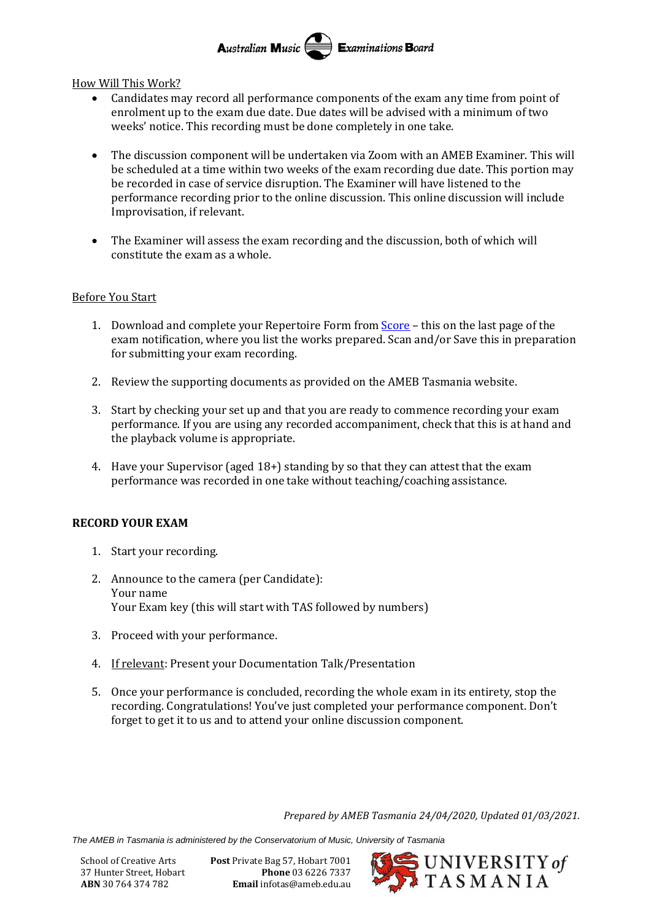How Will This Work?

- Candidates may record all performance components of the exam any time from point of enrolment up to the exam due date. Due dates will be advised with a minimum of two weeks' notice. This recording must be done completely in one take.
- The discussion component will be undertaken via Zoom with an AMEB Examiner. This will be scheduled at a time within two weeks of the exam recording due date. This portion may be recorded in case of service disruption. The Examiner will have listened to the performance recording prior to the online discussion. This online discussion will include Improvisation, if relevant.
- The Examiner will assess the exam recording and the discussion, both of which will constitute the exam as a whole.

Before You Start

1. Download and complete your Repertoire Form from Score – this on the last page of the exam notification, where you list the works prepared. Scan and/or Save this in preparation for submitting your exam recording.
2. Review the supporting documents as provided on the AMEB Tasmania website.
3. Start by checking your set up and that you are ready to commence recording your exam performance. If you are using any recorded accompaniment, check that this is at hand and the playback volume is appropriate.
4. Have your Supervisor (aged 18+) standing by so that they can attest that the exam performance was recorded in one take without teaching/coaching assistance.

**RECORD YOUR EXAM**

1. Start your recording.
2. Announce to the camera (per Candidate):
   Your name
   Your Exam key (this will start with TAS followed by numbers)
3. Proceed with your performance.
4. If relevant: Present your Documentation Talk/Presentation
5. Once your performance is concluded, recording the whole exam in its entirety, stop the recording. Congratulations! You've just completed your performance component. Don't forget to get it to us and to attend your online discussion component.

*Prepared by AMEB Tasmania 24/04/2020, Updated 01/03/2021.*

*The AMEB in Tasmania is administered by the Conservatorium of Music, University of Tasmania*

School of Creative Arts
37 Hunter Street, Hobart
**ABN** 30 764 374 782

**Post** Private Bag 57, Hobart 7001
**Phone** 03 6226 7337
**Email** infotas@ameb.edu.au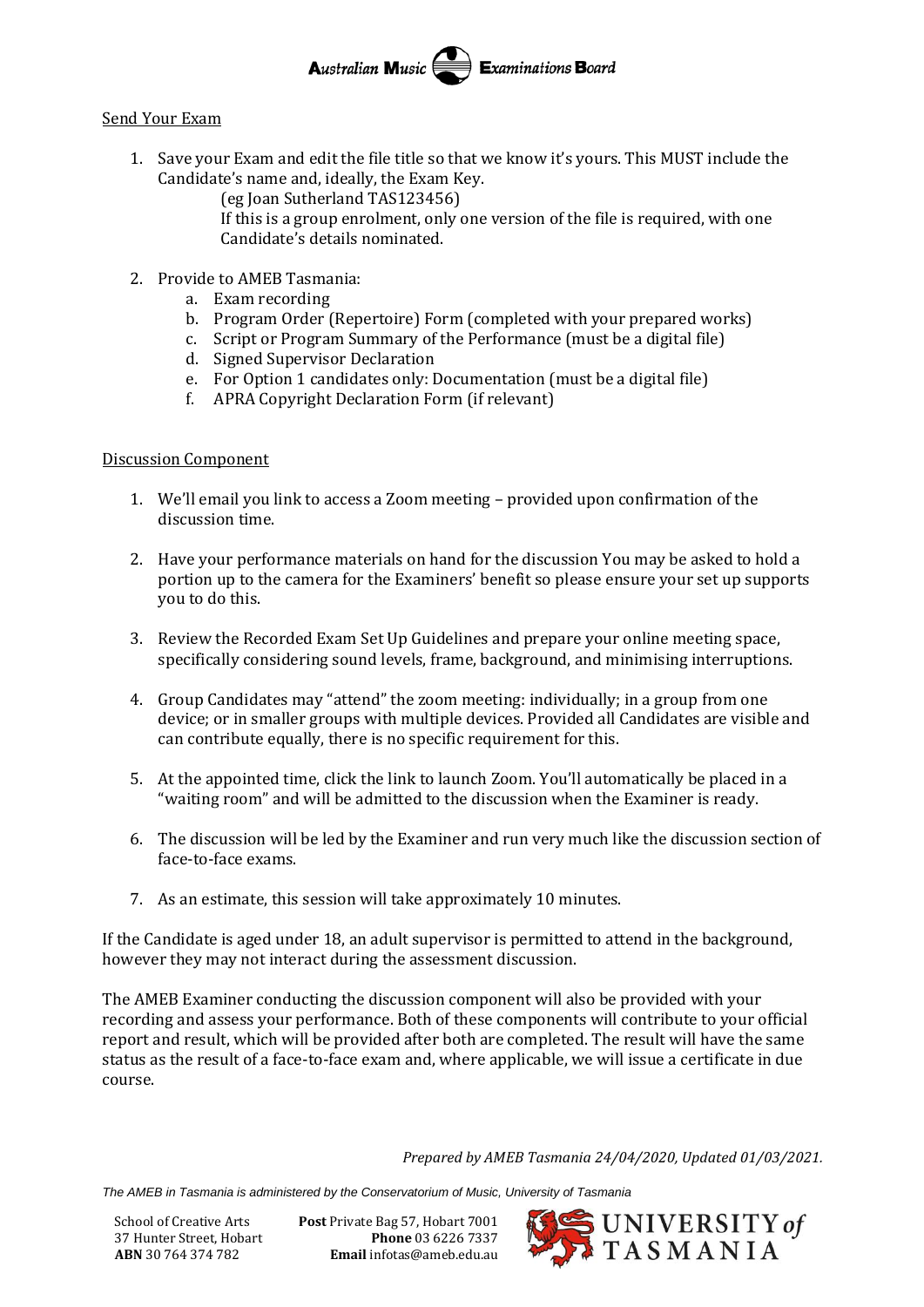Send Your Exam

1. Save your Exam and edit the file title so that we know it's yours. This MUST include the Candidate's name and, ideally, the Exam Key.
   (eg Joan Sutherland TAS123456)
   If this is a group enrolment, only one version of the file is required, with one Candidate's details nominated.

2. Provide to AMEB Tasmania:
   a. Exam recording
   b. Program Order (Repertoire) Form (completed with your prepared works)
   c. Script or Program Summary of the Performance (must be a digital file)
   d. Signed Supervisor Declaration
   e. For Option 1 candidates only: Documentation (must be a digital file)
   f. APRA Copyright Declaration Form (if relevant)

Discussion Component

1. We'll email you link to access a Zoom meeting – provided upon confirmation of the discussion time.

2. Have your performance materials on hand for the discussion You may be asked to hold a portion up to the camera for the Examiners' benefit so please ensure your set up supports you to do this.

3. Review the Recorded Exam Set Up Guidelines and prepare your online meeting space, specifically considering sound levels, frame, background, and minimising interruptions.

4. Group Candidates may "attend" the zoom meeting: individually; in a group from one device; or in smaller groups with multiple devices. Provided all Candidates are visible and can contribute equally, there is no specific requirement for this.

5. At the appointed time, click the link to launch Zoom. You'll automatically be placed in a "waiting room" and will be admitted to the discussion when the Examiner is ready.

6. The discussion will be led by the Examiner and run very much like the discussion section of face-to-face exams.

7. As an estimate, this session will take approximately 10 minutes.

If the Candidate is aged under 18, an adult supervisor is permitted to attend in the background, however they may not interact during the assessment discussion.

The AMEB Examiner conducting the discussion component will also be provided with your recording and assess your performance. Both of these components will contribute to your official report and result, which will be provided after both are completed. The result will have the same status as the result of a face-to-face exam and, where applicable, we will issue a certificate in due course.

*Prepared by AMEB Tasmania 24/04/2020, Updated 01/03/2021.*